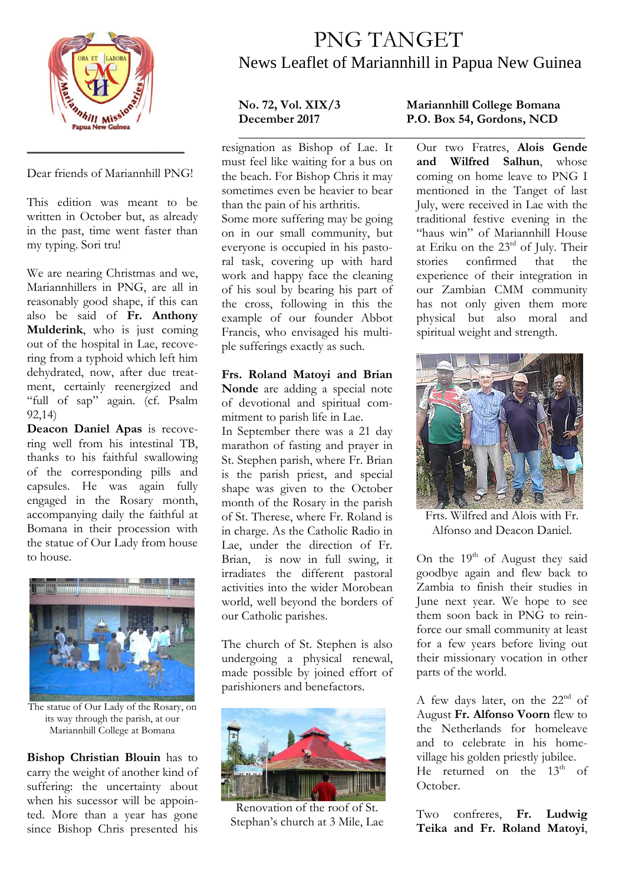# PNG TANGET

## News Leaflet of Mariannhill in Papua New Guinea

**No. 72, Vol. XIX/3**
**December 2017**

**Mariannhill College Bomana**
**P.O. Box 54, Gordons, NCD**

Dear friends of Mariannhill PNG!

This edition was meant to be written in October but, as already in the past, time went faster than my typing. Sori tru!

We are nearing Christmas and we, Mariannhillers in PNG, are all in reasonably good shape, if this can also be said of **Fr. Anthony Mulderink**, who is just coming out of the hospital in Lae, recovering from a typhoid which left him dehydrated, now, after due treatment, certainly reenergized and "full of sap" again. (cf. Psalm 92,14)

**Deacon Daniel Apas** is recovering well from his intestinal TB, thanks to his faithful swallowing of the corresponding pills and capsules. He was again fully engaged in the Rosary month, accompanying daily the faithful at Bomana in their procession with the statue of Our Lady from house to house.

The statue of Our Lady of the Rosary, on its way through the parish, at our Mariannhill College at Bomana

**Bishop Christian Blouin** has to carry the weight of another kind of suffering: the uncertainty about when his sucessor will be appointed. More than a year has gone since Bishop Chris presented his resignation as Bishop of Lae. It must feel like waiting for a bus on the beach. For Bishop Chris it may sometimes even be heavier to bear than the pain of his arthritis.

Some more suffering may be going on in our small community, but everyone is occupied in his pastoral task, covering up with hard work and happy face the cleaning of his soul by bearing his part of the cross, following in this the example of our founder Abbot Francis, who envisaged his multiple sufferings exactly as such.

**Frs. Roland Matoyi and Brian Nonde** are adding a special note of devotional and spiritual commitment to parish life in Lae.

In September there was a 21 day marathon of fasting and prayer in St. Stephen parish, where Fr. Brian is the parish priest, and special shape was given to the October month of the Rosary in the parish of St. Therese, where Fr. Roland is in charge. As the Catholic Radio in Lae, under the direction of Fr. Brian, is now in full swing, it irradiates the different pastoral activities into the wider Morobean world, well beyond the borders of our Catholic parishes.

The church of St. Stephen is also undergoing a physical renewal, made possible by joined effort of parishioners and benefactors.

Renovation of the roof of St. Stephan's church at 3 Mile, Lae

Our two Fratres, **Alois Gende and Wilfred Salhun**, whose coming on home leave to PNG I mentioned in the Tanget of last July, were received in Lae with the traditional festive evening in the "haus win" of Mariannhill House at Eriku on the 23rd of July. Their stories confirmed that the experience of their integration in our Zambian CMM community has not only given them more physical but also moral and spiritual weight and strength.

Frts. Wilfred and Alois with Fr. Alfonso and Deacon Daniel.

On the 19th of August they said goodbye again and flew back to Zambia to finish their studies in June next year. We hope to see them soon back in PNG to reinforce our small community at least for a few years before living out their missionary vocation in other parts of the world.

A few days later, on the 22nd of August **Fr. Alfonso Voorn** flew to the Netherlands for homeleave and to celebrate in his home-village his golden priestly jubilee. He returned on the 13th of October.

Two confreres, **Fr. Ludwig Teika and Fr. Roland Matoyi**,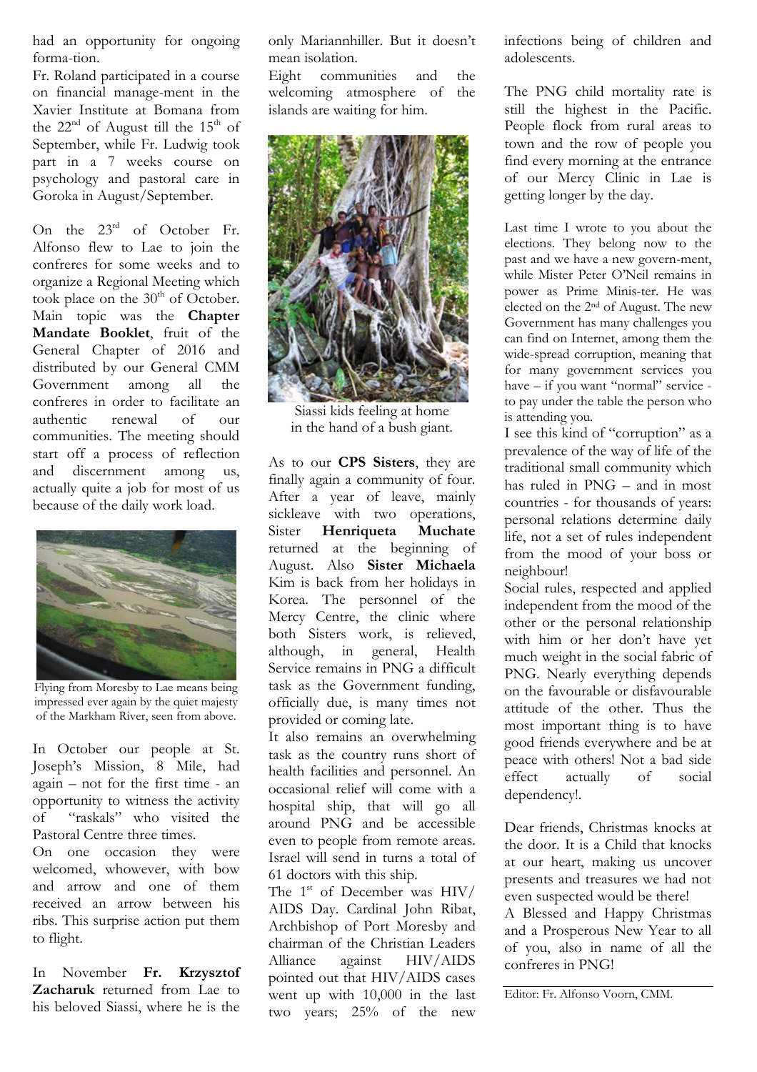had an opportunity for ongoing forma-tion.

Fr. Roland participated in a course on financial manage-ment in the Xavier Institute at Bomana from the 22nd of August till the 15th of September, while Fr. Ludwig took part in a 7 weeks course on psychology and pastoral care in Goroka in August/September.

On the 23rd of October Fr. Alfonso flew to Lae to join the confreres for some weeks and to organize a Regional Meeting which took place on the 30th of October. Main topic was the **Chapter Mandate Booklet**, fruit of the General Chapter of 2016 and distributed by our General CMM Government among all the confreres in order to facilitate an authentic renewal of our communities. The meeting should start off a process of reflection and discernment among us, actually quite a job for most of us because of the daily work load.

Flying from Moresby to Lae means being impressed ever again by the quiet majesty of the Markham River, seen from above.

In October our people at St. Joseph's Mission, 8 Mile, had again – not for the first time - an opportunity to witness the activity of "raskals" who visited the Pastoral Centre three times.

On one occasion they were welcomed, whowever, with bow and arrow and one of them received an arrow between his ribs. This surprise action put them to flight.

In November **Fr. Krzysztof Zacharuk** returned from Lae to his beloved Siassi, where he is the only Mariannhiller. But it doesn't mean isolation.

Eight communities and the welcoming atmosphere of the islands are waiting for him.

Siassi kids feeling at home in the hand of a bush giant.

As to our **CPS Sisters**, they are finally again a community of four. After a year of leave, mainly sickleave with two operations, Sister **Henriqueta Muchate** returned at the beginning of August. Also **Sister Michaela** Kim is back from her holidays in Korea. The personnel of the Mercy Centre, the clinic where both Sisters work, is relieved, although, in general, Health Service remains in PNG a difficult task as the Government funding, officially due, is many times not provided or coming late.

It also remains an overwhelming task as the country runs short of health facilities and personnel. An occasional relief will come with a hospital ship, that will go all around PNG and be accessible even to people from remote areas. Israel will send in turns a total of 61 doctors with this ship.

The 1st of December was HIV/AIDS Day. Cardinal John Ribat, Archbishop of Port Moresby and chairman of the Christian Leaders Alliance against HIV/AIDS pointed out that HIV/AIDS cases went up with 10,000 in the last two years; 25% of the new infections being of children and adolescents.

The PNG child mortality rate is still the highest in the Pacific. People flock from rural areas to town and the row of people you find every morning at the entrance of our Mercy Clinic in Lae is getting longer by the day.

Last time I wrote to you about the elections. They belong now to the past and we have a new govern-ment, while Mister Peter O'Neil remains in power as Prime Minis-ter. He was elected on the 2nd of August. The new Government has many challenges you can find on Internet, among them the wide-spread corruption, meaning that for many government services you have – if you want "normal" service - to pay under the table the person who is attending you.

I see this kind of "corruption" as a prevalence of the way of life of the traditional small community which has ruled in PNG – and in most countries - for thousands of years: personal relations determine daily life, not a set of rules independent from the mood of your boss or neighbour!

Social rules, respected and applied independent from the mood of the other or the personal relationship with him or her don't have yet much weight in the social fabric of PNG. Nearly everything depends on the favourable or disfavourable attitude of the other. Thus the most important thing is to have good friends everywhere and be at peace with others! Not a bad side effect actually of social dependency!.

Dear friends, Christmas knocks at the door. It is a Child that knocks at our heart, making us uncover presents and treasures we had not even suspected would be there!

A Blessed and Happy Christmas and a Prosperous New Year to all of you, also in name of all the confreres in PNG!

Editor: Fr. Alfonso Voorn, CMM.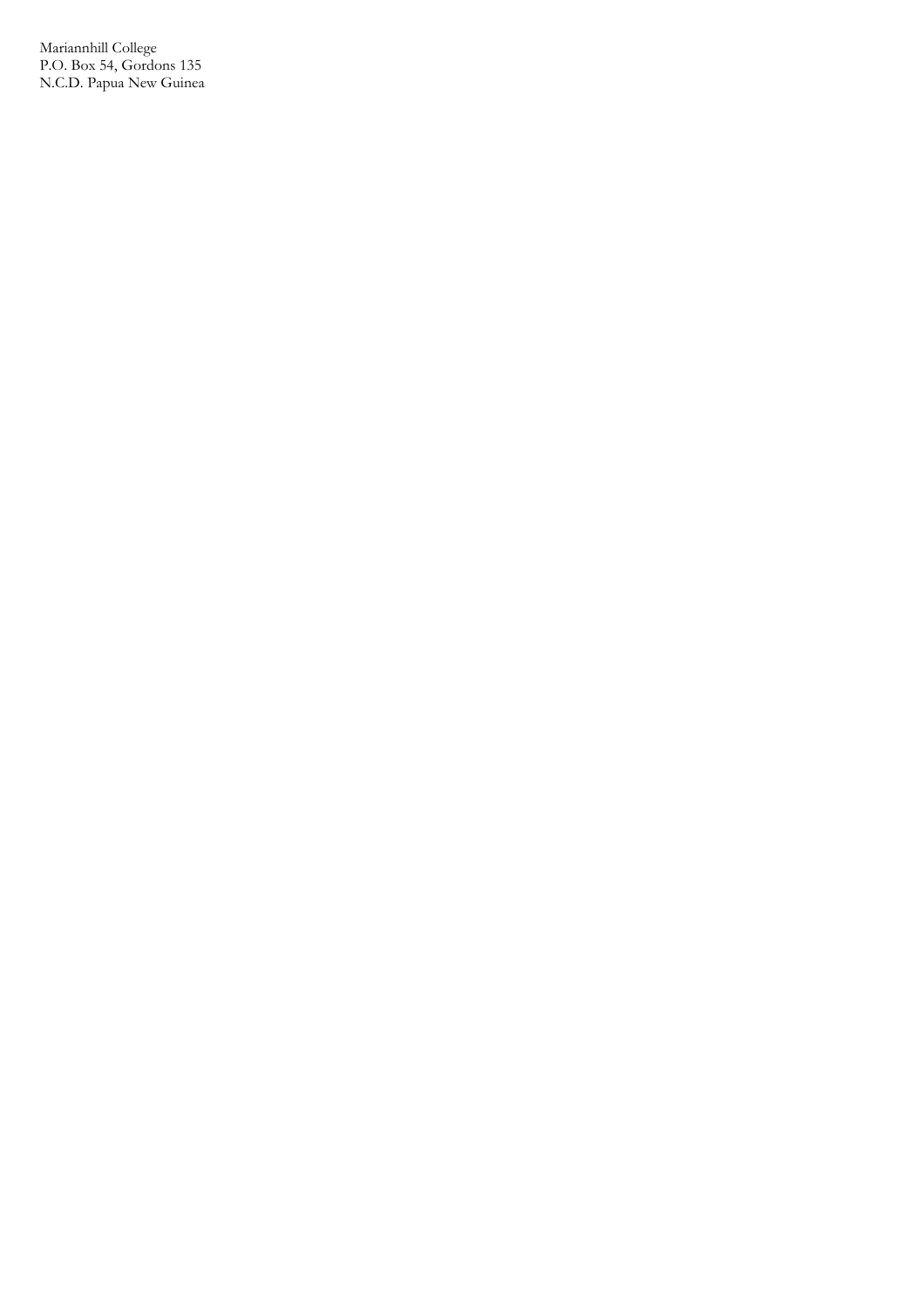Mariannhill College
P.O. Box 54, Gordons 135
N.C.D. Papua New Guinea